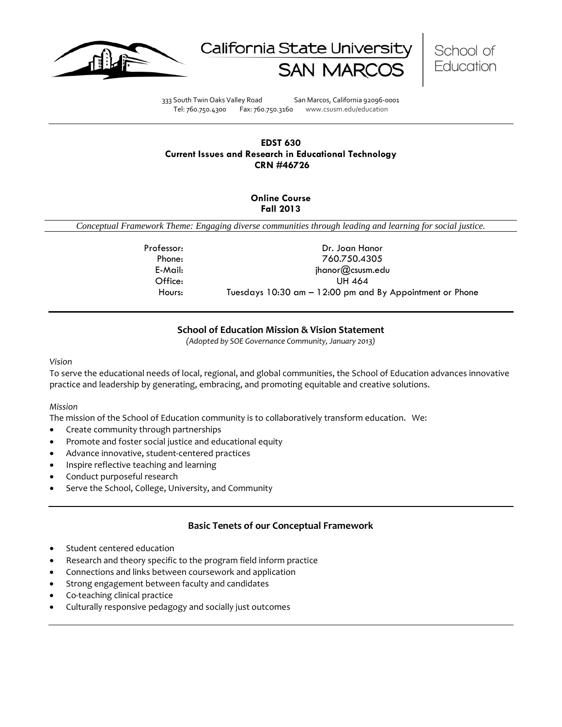California State University SAN MARCOS | School of Education

333 South Twin Oaks Valley Road San Marcos, California 92096-0001
Tel: 760.750.4300 Fax: 760.750.3160 www.csusm.edu/education

---

**EDST 630**
**Current Issues and Research in Educational Technology**
**CRN #46726**

**Online Course**
**Fall 2013**

*Conceptual Framework Theme: Engaging diverse communities through leading and learning for social justice.*

| | |
|---|---|
| Professor: | Dr. Joan Hanor |
| Phone: | 760.750.4305 |
| E-Mail: | jhanor@csusm.edu |
| Office: | UH 464 |
| Hours: | Tuesdays 10:30 am – 12:00 pm and By Appointment or Phone |

---

## School of Education Mission & Vision Statement

*(Adopted by SOE Governance Community, January 2013)*

*Vision*

To serve the educational needs of local, regional, and global communities, the School of Education advances innovative practice and leadership by generating, embracing, and promoting equitable and creative solutions.

*Mission*

The mission of the School of Education community is to collaboratively transform education. We:

- Create community through partnerships
- Promote and foster social justice and educational equity
- Advance innovative, student-centered practices
- Inspire reflective teaching and learning
- Conduct purposeful research
- Serve the School, College, University, and Community

---

## Basic Tenets of our Conceptual Framework

- Student centered education
- Research and theory specific to the program field inform practice
- Connections and links between coursework and application
- Strong engagement between faculty and candidates
- Co-teaching clinical practice
- Culturally responsive pedagogy and socially just outcomes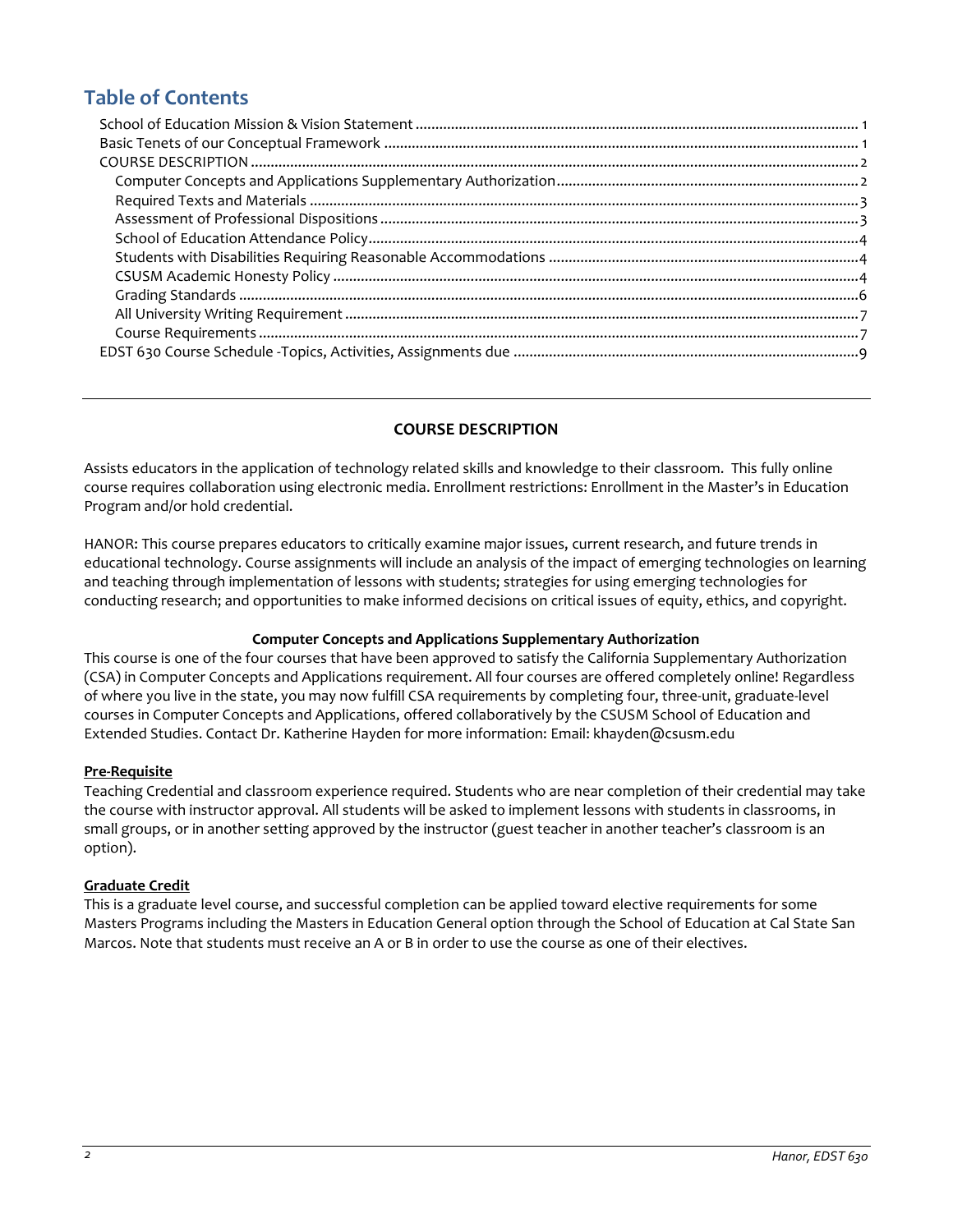# Table of Contents

- School of Education Mission & Vision Statement ........ 1
- Basic Tenets of our Conceptual Framework ........ 1
- COURSE DESCRIPTION ........ 2
  - Computer Concepts and Applications Supplementary Authorization ........ 2
  - Required Texts and Materials ........ 3
  - Assessment of Professional Dispositions ........ 3
  - School of Education Attendance Policy ........ 4
  - Students with Disabilities Requiring Reasonable Accommodations ........ 4
  - CSUSM Academic Honesty Policy ........ 4
  - Grading Standards ........ 6
  - All University Writing Requirement ........ 7
  - Course Requirements ........ 7
- EDST 630 Course Schedule -Topics, Activities, Assignments due ........ 9

---

## COURSE DESCRIPTION

Assists educators in the application of technology related skills and knowledge to their classroom. This fully online course requires collaboration using electronic media. Enrollment restrictions: Enrollment in the Master's in Education Program and/or hold credential.

HANOR: This course prepares educators to critically examine major issues, current research, and future trends in educational technology. Course assignments will include an analysis of the impact of emerging technologies on learning and teaching through implementation of lessons with students; strategies for using emerging technologies for conducting research; and opportunities to make informed decisions on critical issues of equity, ethics, and copyright.

### Computer Concepts and Applications Supplementary Authorization

This course is one of the four courses that have been approved to satisfy the California Supplementary Authorization (CSA) in Computer Concepts and Applications requirement. All four courses are offered completely online! Regardless of where you live in the state, you may now fulfill CSA requirements by completing four, three-unit, graduate-level courses in Computer Concepts and Applications, offered collaboratively by the CSUSM School of Education and Extended Studies. Contact Dr. Katherine Hayden for more information: Email: khayden@csusm.edu

**Pre-Requisite**

Teaching Credential and classroom experience required. Students who are near completion of their credential may take the course with instructor approval. All students will be asked to implement lessons with students in classrooms, in small groups, or in another setting approved by the instructor (guest teacher in another teacher's classroom is an option).

**Graduate Credit**

This is a graduate level course, and successful completion can be applied toward elective requirements for some Masters Programs including the Masters in Education General option through the School of Education at Cal State San Marcos. Note that students must receive an A or B in order to use the course as one of their electives.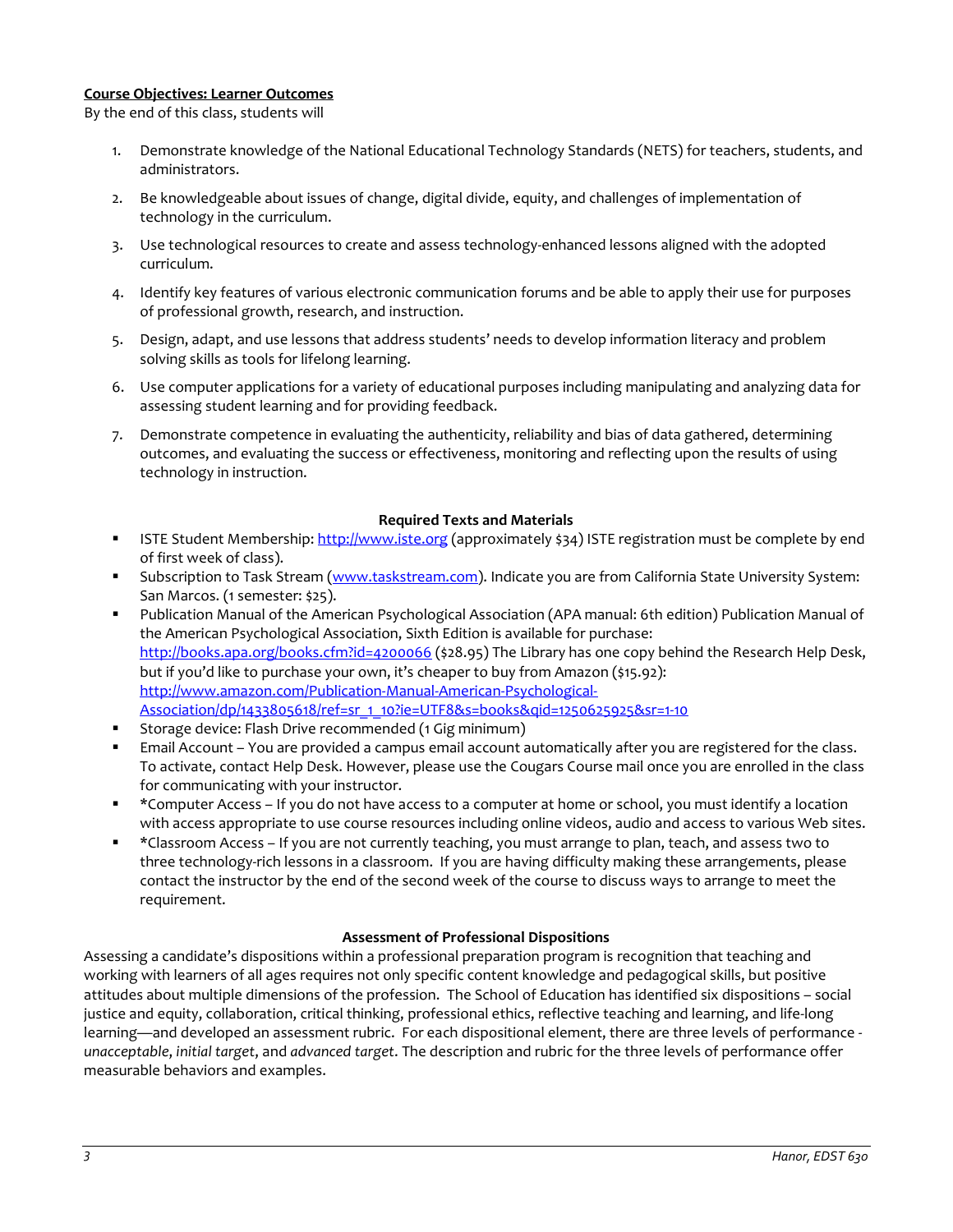**Course Objectives: Learner Outcomes**

By the end of this class, students will

1. Demonstrate knowledge of the National Educational Technology Standards (NETS) for teachers, students, and administrators.
2. Be knowledgeable about issues of change, digital divide, equity, and challenges of implementation of technology in the curriculum.
3. Use technological resources to create and assess technology-enhanced lessons aligned with the adopted curriculum.
4. Identify key features of various electronic communication forums and be able to apply their use for purposes of professional growth, research, and instruction.
5. Design, adapt, and use lessons that address students' needs to develop information literacy and problem solving skills as tools for lifelong learning.
6. Use computer applications for a variety of educational purposes including manipulating and analyzing data for assessing student learning and for providing feedback.
7. Demonstrate competence in evaluating the authenticity, reliability and bias of data gathered, determining outcomes, and evaluating the success or effectiveness, monitoring and reflecting upon the results of using technology in instruction.

**Required Texts and Materials**

- ISTE Student Membership: http://www.iste.org (approximately $34) ISTE registration must be complete by end of first week of class).
- Subscription to Task Stream (www.taskstream.com). Indicate you are from California State University System: San Marcos. (1 semester: $25).
- Publication Manual of the American Psychological Association (APA manual: 6th edition) Publication Manual of the American Psychological Association, Sixth Edition is available for purchase: http://books.apa.org/books.cfm?id=4200066 ($28.95) The Library has one copy behind the Research Help Desk, but if you'd like to purchase your own, it's cheaper to buy from Amazon ($15.92): http://www.amazon.com/Publication-Manual-American-Psychological-Association/dp/1433805618/ref=sr_1_10?ie=UTF8&s=books&qid=1250625925&sr=1-10
- Storage device: Flash Drive recommended (1 Gig minimum)
- Email Account – You are provided a campus email account automatically after you are registered for the class. To activate, contact Help Desk. However, please use the Cougars Course mail once you are enrolled in the class for communicating with your instructor.
- *Computer Access – If you do not have access to a computer at home or school, you must identify a location with access appropriate to use course resources including online videos, audio and access to various Web sites.
- *Classroom Access – If you are not currently teaching, you must arrange to plan, teach, and assess two to three technology-rich lessons in a classroom. If you are having difficulty making these arrangements, please contact the instructor by the end of the second week of the course to discuss ways to arrange to meet the requirement.

**Assessment of Professional Dispositions**

Assessing a candidate's dispositions within a professional preparation program is recognition that teaching and working with learners of all ages requires not only specific content knowledge and pedagogical skills, but positive attitudes about multiple dimensions of the profession. The School of Education has identified six dispositions – social justice and equity, collaboration, critical thinking, professional ethics, reflective teaching and learning, and life-long learning—and developed an assessment rubric. For each dispositional element, there are three levels of performance - *unacceptable*, *initial target*, and *advanced target*. The description and rubric for the three levels of performance offer measurable behaviors and examples.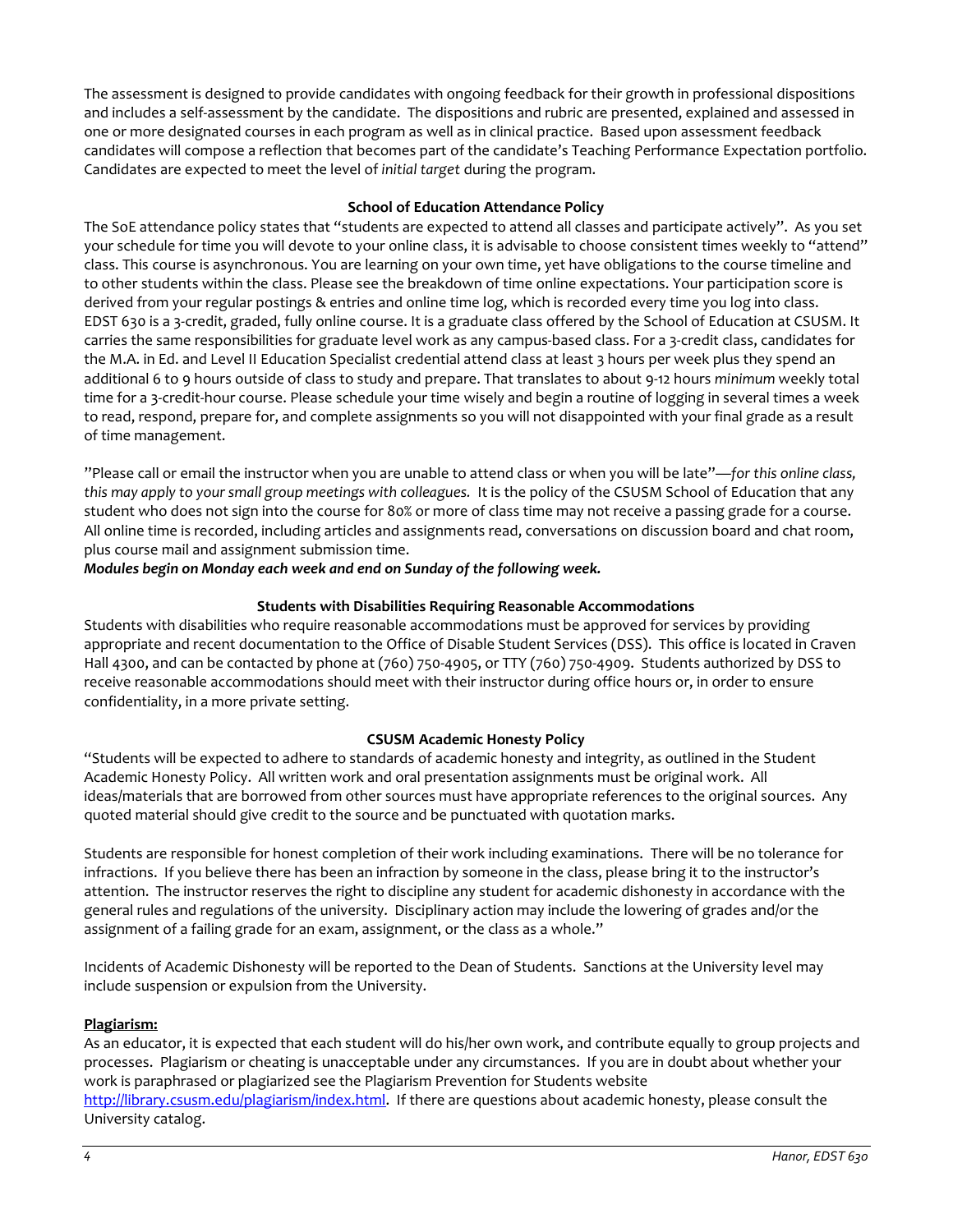The assessment is designed to provide candidates with ongoing feedback for their growth in professional dispositions and includes a self-assessment by the candidate. The dispositions and rubric are presented, explained and assessed in one or more designated courses in each program as well as in clinical practice. Based upon assessment feedback candidates will compose a reflection that becomes part of the candidate's Teaching Performance Expectation portfolio. Candidates are expected to meet the level of *initial target* during the program.

### School of Education Attendance Policy

The SoE attendance policy states that "students are expected to attend all classes and participate actively". As you set your schedule for time you will devote to your online class, it is advisable to choose consistent times weekly to "attend" class. This course is asynchronous. You are learning on your own time, yet have obligations to the course timeline and to other students within the class. Please see the breakdown of time online expectations. Your participation score is derived from your regular postings & entries and online time log, which is recorded every time you log into class. EDST 630 is a 3-credit, graded, fully online course. It is a graduate class offered by the School of Education at CSUSM. It carries the same responsibilities for graduate level work as any campus-based class. For a 3-credit class, candidates for the M.A. in Ed. and Level II Education Specialist credential attend class at least 3 hours per week plus they spend an additional 6 to 9 hours outside of class to study and prepare. That translates to about 9-12 hours *minimum* weekly total time for a 3-credit-hour course. Please schedule your time wisely and begin a routine of logging in several times a week to read, respond, prepare for, and complete assignments so you will not disappointed with your final grade as a result of time management.

"Please call or email the instructor when you are unable to attend class or when you will be late"—*for this online class, this may apply to your small group meetings with colleagues.* It is the policy of the CSUSM School of Education that any student who does not sign into the course for 80% or more of class time may not receive a passing grade for a course. All online time is recorded, including articles and assignments read, conversations on discussion board and chat room, plus course mail and assignment submission time.

***Modules begin on Monday each week and end on Sunday of the following week.***

### Students with Disabilities Requiring Reasonable Accommodations

Students with disabilities who require reasonable accommodations must be approved for services by providing appropriate and recent documentation to the Office of Disable Student Services (DSS). This office is located in Craven Hall 4300, and can be contacted by phone at (760) 750-4905, or TTY (760) 750-4909. Students authorized by DSS to receive reasonable accommodations should meet with their instructor during office hours or, in order to ensure confidentiality, in a more private setting.

### CSUSM Academic Honesty Policy

"Students will be expected to adhere to standards of academic honesty and integrity, as outlined in the Student Academic Honesty Policy. All written work and oral presentation assignments must be original work. All ideas/materials that are borrowed from other sources must have appropriate references to the original sources. Any quoted material should give credit to the source and be punctuated with quotation marks.

Students are responsible for honest completion of their work including examinations. There will be no tolerance for infractions. If you believe there has been an infraction by someone in the class, please bring it to the instructor's attention. The instructor reserves the right to discipline any student for academic dishonesty in accordance with the general rules and regulations of the university. Disciplinary action may include the lowering of grades and/or the assignment of a failing grade for an exam, assignment, or the class as a whole."

Incidents of Academic Dishonesty will be reported to the Dean of Students. Sanctions at the University level may include suspension or expulsion from the University.

**Plagiarism:**

As an educator, it is expected that each student will do his/her own work, and contribute equally to group projects and processes. Plagiarism or cheating is unacceptable under any circumstances. If you are in doubt about whether your work is paraphrased or plagiarized see the Plagiarism Prevention for Students website http://library.csusm.edu/plagiarism/index.html. If there are questions about academic honesty, please consult the University catalog.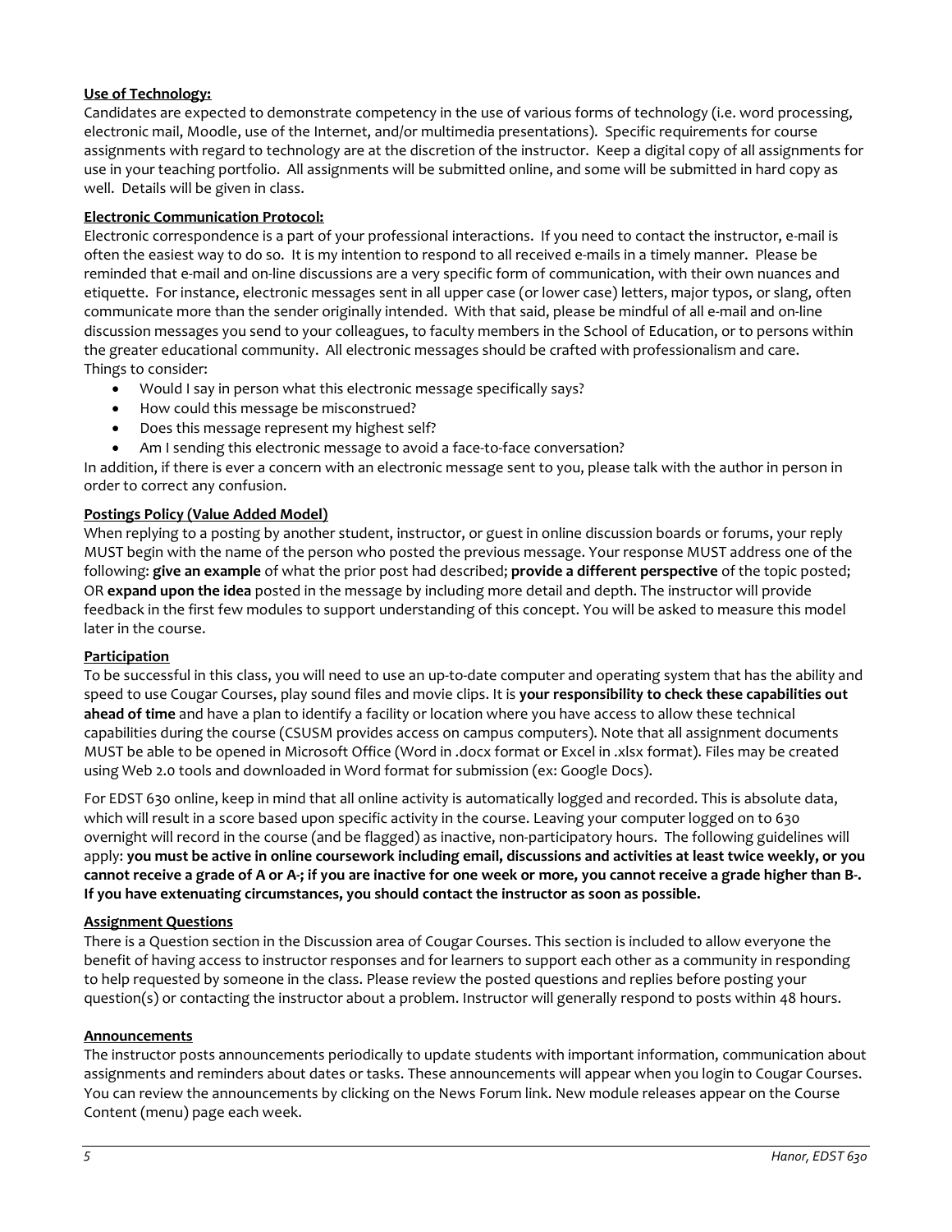**Use of Technology:**

Candidates are expected to demonstrate competency in the use of various forms of technology (i.e. word processing, electronic mail, Moodle, use of the Internet, and/or multimedia presentations). Specific requirements for course assignments with regard to technology are at the discretion of the instructor. Keep a digital copy of all assignments for use in your teaching portfolio. All assignments will be submitted online, and some will be submitted in hard copy as well. Details will be given in class.

**Electronic Communication Protocol:**

Electronic correspondence is a part of your professional interactions. If you need to contact the instructor, e-mail is often the easiest way to do so. It is my intention to respond to all received e-mails in a timely manner. Please be reminded that e-mail and on-line discussions are a very specific form of communication, with their own nuances and etiquette. For instance, electronic messages sent in all upper case (or lower case) letters, major typos, or slang, often communicate more than the sender originally intended. With that said, please be mindful of all e-mail and on-line discussion messages you send to your colleagues, to faculty members in the School of Education, or to persons within the greater educational community. All electronic messages should be crafted with professionalism and care.
Things to consider:

- Would I say in person what this electronic message specifically says?
- How could this message be misconstrued?
- Does this message represent my highest self?
- Am I sending this electronic message to avoid a face-to-face conversation?

In addition, if there is ever a concern with an electronic message sent to you, please talk with the author in person in order to correct any confusion.

**Postings Policy (Value Added Model)**

When replying to a posting by another student, instructor, or guest in online discussion boards or forums, your reply MUST begin with the name of the person who posted the previous message. Your response MUST address one of the following: **give an example** of what the prior post had described; **provide a different perspective** of the topic posted; OR **expand upon the idea** posted in the message by including more detail and depth. The instructor will provide feedback in the first few modules to support understanding of this concept. You will be asked to measure this model later in the course.

**Participation**

To be successful in this class, you will need to use an up-to-date computer and operating system that has the ability and speed to use Cougar Courses, play sound files and movie clips. It is **your responsibility to check these capabilities out ahead of time** and have a plan to identify a facility or location where you have access to allow these technical capabilities during the course (CSUSM provides access on campus computers). Note that all assignment documents MUST be able to be opened in Microsoft Office (Word in .docx format or Excel in .xlsx format). Files may be created using Web 2.0 tools and downloaded in Word format for submission (ex: Google Docs).

For EDST 630 online, keep in mind that all online activity is automatically logged and recorded. This is absolute data, which will result in a score based upon specific activity in the course. Leaving your computer logged on to 630 overnight will record in the course (and be flagged) as inactive, non-participatory hours. The following guidelines will apply: **you must be active in online coursework including email, discussions and activities at least twice weekly, or you cannot receive a grade of A or A-; if you are inactive for one week or more, you cannot receive a grade higher than B-. If you have extenuating circumstances, you should contact the instructor as soon as possible.**

**Assignment Questions**

There is a Question section in the Discussion area of Cougar Courses. This section is included to allow everyone the benefit of having access to instructor responses and for learners to support each other as a community in responding to help requested by someone in the class. Please review the posted questions and replies before posting your question(s) or contacting the instructor about a problem. Instructor will generally respond to posts within 48 hours.

**Announcements**

The instructor posts announcements periodically to update students with important information, communication about assignments and reminders about dates or tasks. These announcements will appear when you login to Cougar Courses. You can review the announcements by clicking on the News Forum link. New module releases appear on the Course Content (menu) page each week.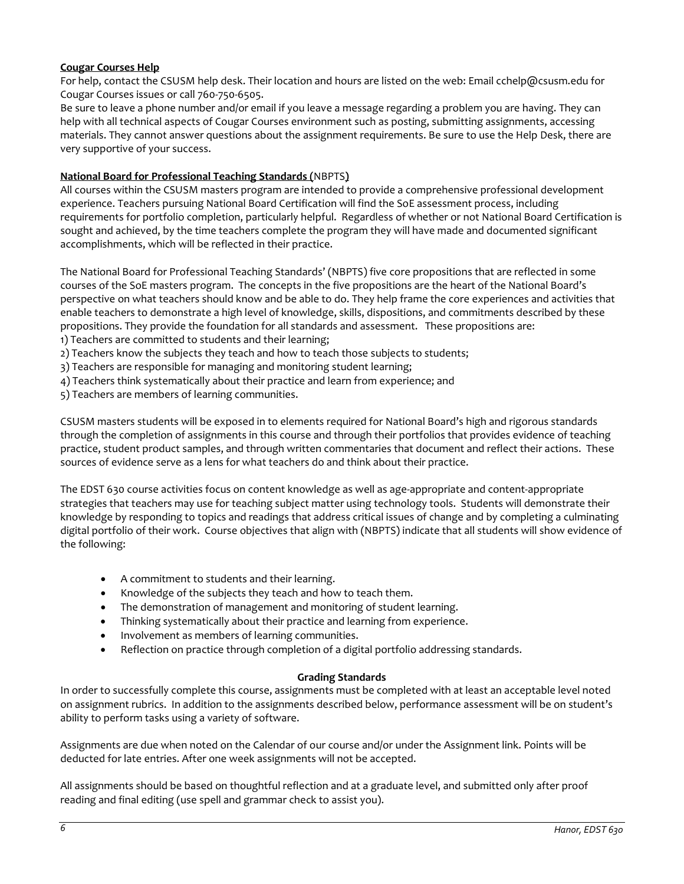**Cougar Courses Help**

For help, contact the CSUSM help desk. Their location and hours are listed on the web: Email cchelp@csusm.edu for Cougar Courses issues or call 760-750-6505.

Be sure to leave a phone number and/or email if you leave a message regarding a problem you are having. They can help with all technical aspects of Cougar Courses environment such as posting, submitting assignments, accessing materials. They cannot answer questions about the assignment requirements. Be sure to use the Help Desk, there are very supportive of your success.

**National Board for Professional Teaching Standards (**NBPTS**)**

All courses within the CSUSM masters program are intended to provide a comprehensive professional development experience. Teachers pursuing National Board Certification will find the SoE assessment process, including requirements for portfolio completion, particularly helpful. Regardless of whether or not National Board Certification is sought and achieved, by the time teachers complete the program they will have made and documented significant accomplishments, which will be reflected in their practice.

The National Board for Professional Teaching Standards' (NBPTS) five core propositions that are reflected in some courses of the SoE masters program. The concepts in the five propositions are the heart of the National Board's perspective on what teachers should know and be able to do. They help frame the core experiences and activities that enable teachers to demonstrate a high level of knowledge, skills, dispositions, and commitments described by these propositions. They provide the foundation for all standards and assessment. These propositions are:

1) Teachers are committed to students and their learning;
2) Teachers know the subjects they teach and how to teach those subjects to students;
3) Teachers are responsible for managing and monitoring student learning;
4) Teachers think systematically about their practice and learn from experience; and
5) Teachers are members of learning communities.

CSUSM masters students will be exposed in to elements required for National Board's high and rigorous standards through the completion of assignments in this course and through their portfolios that provides evidence of teaching practice, student product samples, and through written commentaries that document and reflect their actions. These sources of evidence serve as a lens for what teachers do and think about their practice.

The EDST 630 course activities focus on content knowledge as well as age-appropriate and content-appropriate strategies that teachers may use for teaching subject matter using technology tools. Students will demonstrate their knowledge by responding to topics and readings that address critical issues of change and by completing a culminating digital portfolio of their work. Course objectives that align with (NBPTS) indicate that all students will show evidence of the following:

- A commitment to students and their learning.
- Knowledge of the subjects they teach and how to teach them.
- The demonstration of management and monitoring of student learning.
- Thinking systematically about their practice and learning from experience.
- Involvement as members of learning communities.
- Reflection on practice through completion of a digital portfolio addressing standards.

**Grading Standards**

In order to successfully complete this course, assignments must be completed with at least an acceptable level noted on assignment rubrics. In addition to the assignments described below, performance assessment will be on student's ability to perform tasks using a variety of software.

Assignments are due when noted on the Calendar of our course and/or under the Assignment link. Points will be deducted for late entries. After one week assignments will not be accepted.

All assignments should be based on thoughtful reflection and at a graduate level, and submitted only after proof reading and final editing (use spell and grammar check to assist you).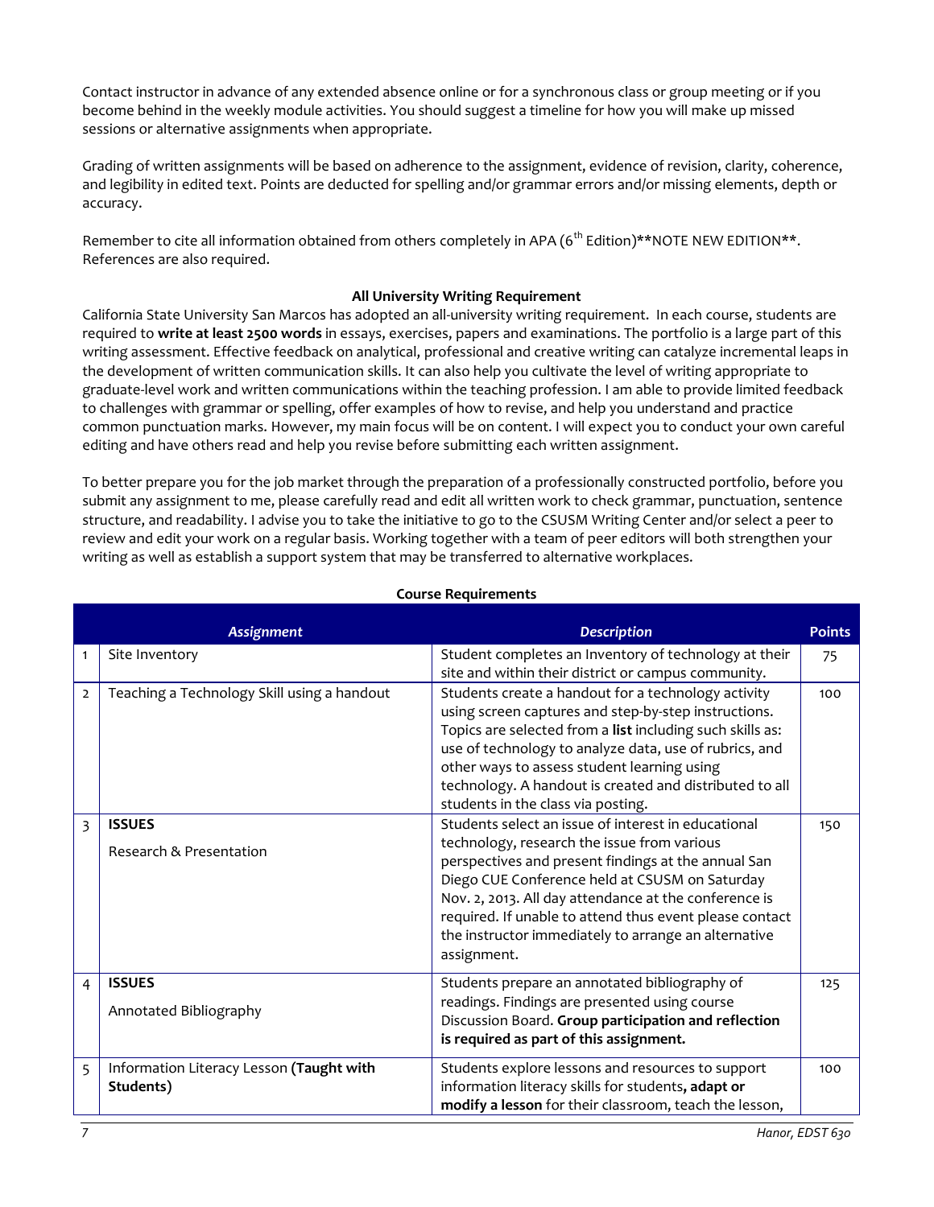Contact instructor in advance of any extended absence online or for a synchronous class or group meeting or if you become behind in the weekly module activities. You should suggest a timeline for how you will make up missed sessions or alternative assignments when appropriate.

Grading of written assignments will be based on adherence to the assignment, evidence of revision, clarity, coherence, and legibility in edited text. Points are deducted for spelling and/or grammar errors and/or missing elements, depth or accuracy.

Remember to cite all information obtained from others completely in APA (6th Edition)**NOTE NEW EDITION**. References are also required.

### All University Writing Requirement

California State University San Marcos has adopted an all-university writing requirement. In each course, students are required to **write at least 2500 words** in essays, exercises, papers and examinations. The portfolio is a large part of this writing assessment. Effective feedback on analytical, professional and creative writing can catalyze incremental leaps in the development of written communication skills. It can also help you cultivate the level of writing appropriate to graduate-level work and written communications within the teaching profession. I am able to provide limited feedback to challenges with grammar or spelling, offer examples of how to revise, and help you understand and practice common punctuation marks. However, my main focus will be on content. I will expect you to conduct your own careful editing and have others read and help you revise before submitting each written assignment.

To better prepare you for the job market through the preparation of a professionally constructed portfolio, before you submit any assignment to me, please carefully read and edit all written work to check grammar, punctuation, sentence structure, and readability. I advise you to take the initiative to go to the CSUSM Writing Center and/or select a peer to review and edit your work on a regular basis. Working together with a team of peer editors will both strengthen your writing as well as establish a support system that may be transferred to alternative workplaces.

### Course Requirements

| | *Assignment* | *Description* | Points |
|---|---|---|---|
| 1 | Site Inventory | Student completes an Inventory of technology at their site and within their district or campus community. | 75 |
| 2 | Teaching a Technology Skill using a handout | Students create a handout for a technology activity using screen captures and step-by-step instructions. Topics are selected from a **list** including such skills as: use of technology to analyze data, use of rubrics, and other ways to assess student learning using technology. A handout is created and distributed to all students in the class via posting. | 100 |
| 3 | **ISSUES** Research & Presentation | Students select an issue of interest in educational technology, research the issue from various perspectives and present findings at the annual San Diego CUE Conference held at CSUSM on Saturday Nov. 2, 2013. All day attendance at the conference is required. If unable to attend thus event please contact the instructor immediately to arrange an alternative assignment. | 150 |
| 4 | **ISSUES** Annotated Bibliography | Students prepare an annotated bibliography of readings. Findings are presented using course Discussion Board. **Group participation and reflection is required as part of this assignment.** | 125 |
| 5 | Information Literacy Lesson **(Taught with Students)** | Students explore lessons and resources to support information literacy skills for students**, adapt or modify a lesson** for their classroom, teach the lesson, | 100 |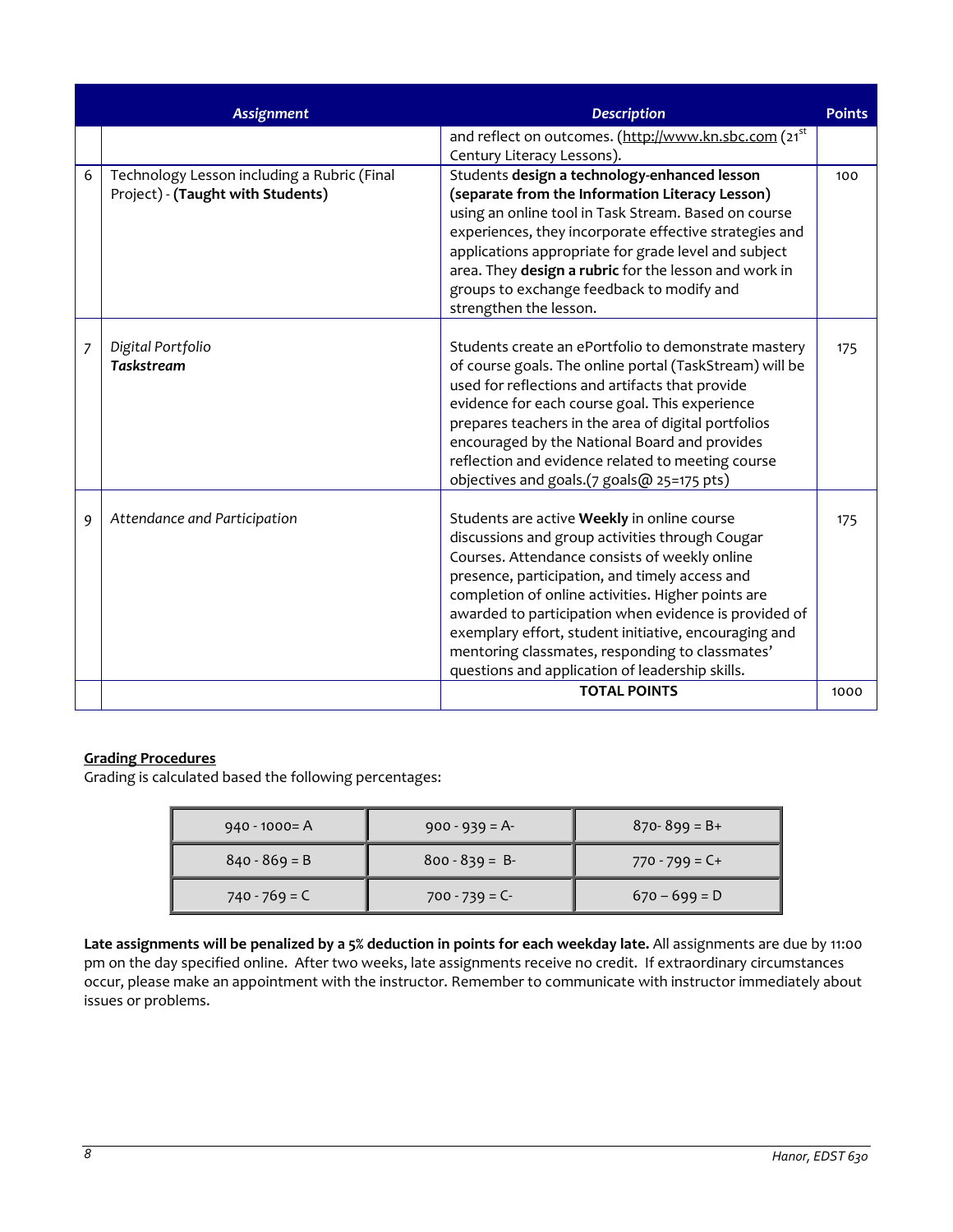| | *Assignment* | *Description* | Points |
|---|---|---|---|
| | | and reflect on outcomes. (http://www.kn.sbc.com (21st Century Literacy Lessons). | |
| 6 | Technology Lesson including a Rubric (Final Project) - **(Taught with Students)** | Students **design a technology-enhanced lesson (separate from the Information Literacy Lesson)** using an online tool in Task Stream. Based on course experiences, they incorporate effective strategies and applications appropriate for grade level and subject area. They **design a rubric** for the lesson and work in groups to exchange feedback to modify and strengthen the lesson. | 100 |
| 7 | *Digital Portfolio* ***Taskstream*** | Students create an ePortfolio to demonstrate mastery of course goals. The online portal (TaskStream) will be used for reflections and artifacts that provide evidence for each course goal. This experience prepares teachers in the area of digital portfolios encouraged by the National Board and provides reflection and evidence related to meeting course objectives and goals.(7 goals@ 25=175 pts) | 175 |
| 9 | *Attendance and Participation* | Students are active **Weekly** in online course discussions and group activities through Cougar Courses. Attendance consists of weekly online presence, participation, and timely access and completion of online activities. Higher points are awarded to participation when evidence is provided of exemplary effort, student initiative, encouraging and mentoring classmates, responding to classmates' questions and application of leadership skills. | 175 |
| | | **TOTAL POINTS** | 1000 |

**Grading Procedures**

Grading is calculated based the following percentages:

| | | |
|---|---|---|
| 940 - 1000= A | 900 - 939 = A- | 870- 899 = B+ |
| 840 - 869 = B | 800 - 839 = B- | 770 - 799 = C+ |
| 740 - 769 = C | 700 - 739 = C- | 670 – 699 = D |

**Late assignments will be penalized by a 5% deduction in points for each weekday late.** All assignments are due by 11:00 pm on the day specified online. After two weeks, late assignments receive no credit. If extraordinary circumstances occur, please make an appointment with the instructor. Remember to communicate with instructor immediately about issues or problems.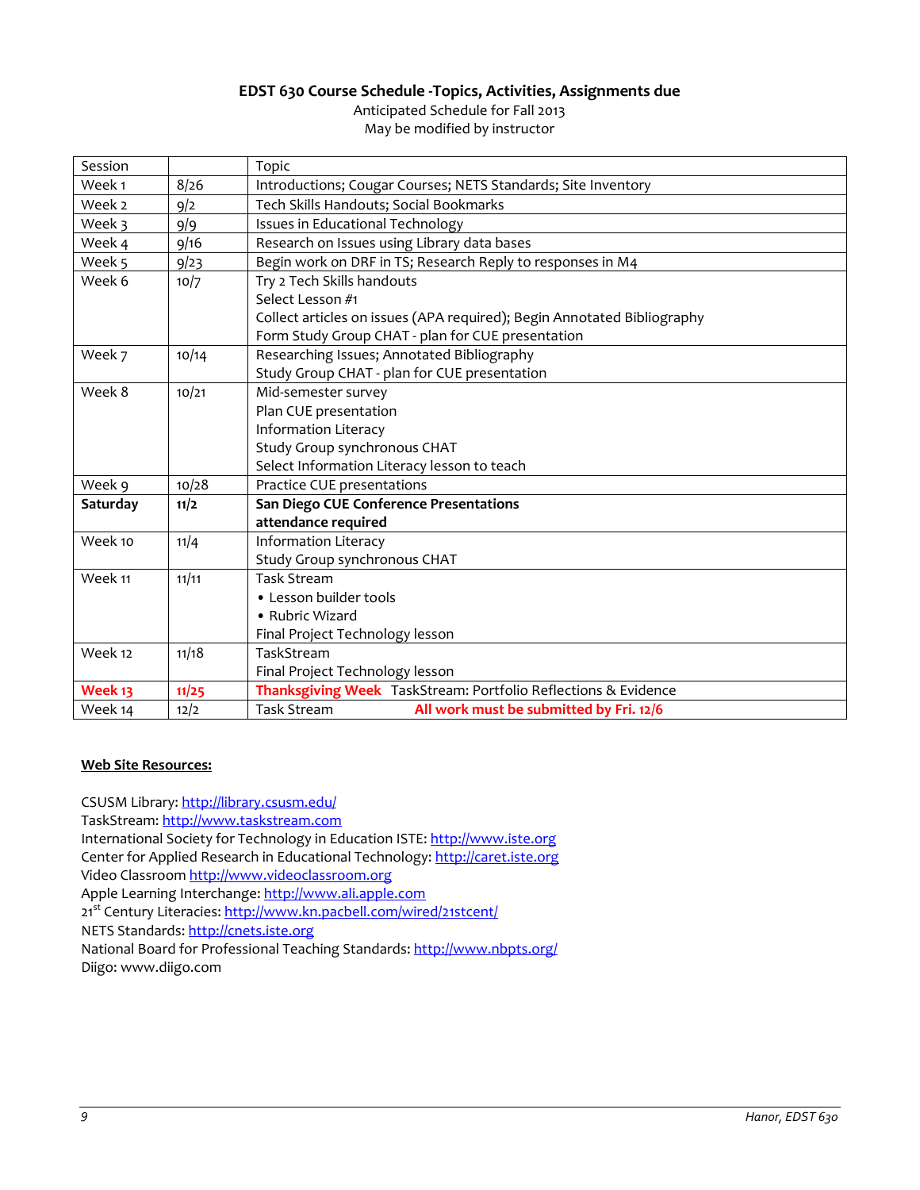**EDST 630 Course Schedule -Topics, Activities, Assignments due**

Anticipated Schedule for Fall 2013

May be modified by instructor

| Session | | Topic |
|---|---|---|
| Week 1 | 8/26 | Introductions; Cougar Courses; NETS Standards; Site Inventory |
| Week 2 | 9/2 | Tech Skills Handouts; Social Bookmarks |
| Week 3 | 9/9 | Issues in Educational Technology |
| Week 4 | 9/16 | Research on Issues using Library data bases |
| Week 5 | 9/23 | Begin work on DRF in TS; Research Reply to responses in M4 |
| Week 6 | 10/7 | Try 2 Tech Skills handouts<br>Select Lesson #1<br>Collect articles on issues (APA required); Begin Annotated Bibliography<br>Form Study Group CHAT - plan for CUE presentation |
| Week 7 | 10/14 | Researching Issues; Annotated Bibliography<br>Study Group CHAT - plan for CUE presentation |
| Week 8 | 10/21 | Mid-semester survey<br>Plan CUE presentation<br>Information Literacy<br>Study Group synchronous CHAT<br>Select Information Literacy lesson to teach |
| Week 9 | 10/28 | Practice CUE presentations |
| **Saturday** | **11/2** | **San Diego CUE Conference Presentations attendance required** |
| Week 10 | 11/4 | Information Literacy<br>Study Group synchronous CHAT |
| Week 11 | 11/11 | Task Stream<br>• Lesson builder tools<br>• Rubric Wizard<br>Final Project Technology lesson |
| Week 12 | 11/18 | TaskStream<br>Final Project Technology lesson |
| **Week 13** | **11/25** | **Thanksgiving Week** TaskStream: Portfolio Reflections & Evidence |
| Week 14 | 12/2 | Task Stream **All work must be submitted by Fri. 12/6** |

**Web Site Resources:**

CSUSM Library: http://library.csusm.edu/
TaskStream: http://www.taskstream.com
International Society for Technology in Education ISTE: http://www.iste.org
Center for Applied Research in Educational Technology: http://caret.iste.org
Video Classroom http://www.videoclassroom.org
Apple Learning Interchange: http://www.ali.apple.com
21st Century Literacies: http://www.kn.pacbell.com/wired/21stcent/
NETS Standards: http://cnets.iste.org
National Board for Professional Teaching Standards: http://www.nbpts.org/
Diigo: www.diigo.com